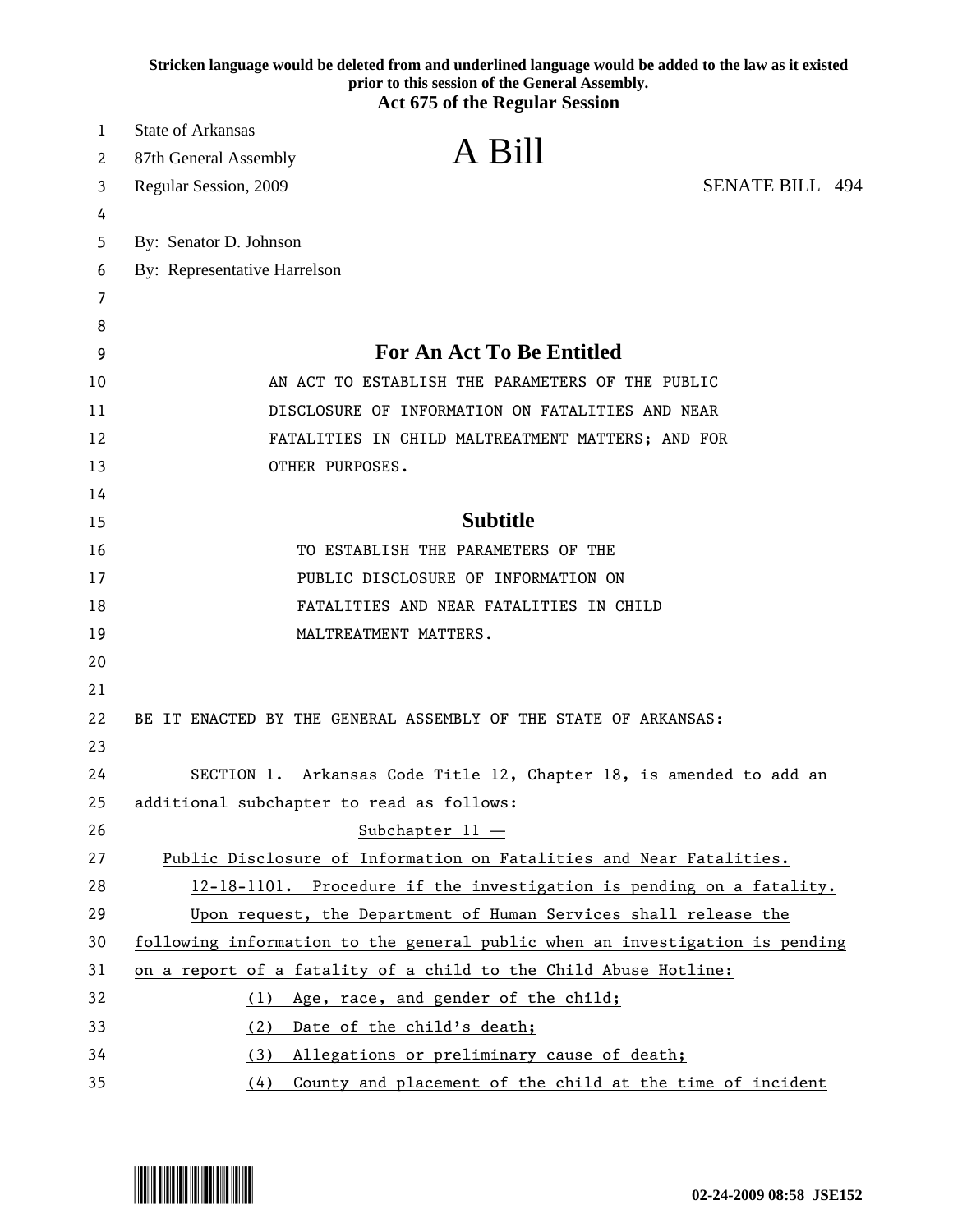Stricken language would be deleted from and underlined language would be added to the law as it existed prior to this session of the General Assembly.

**Act 675 of the Regular Session**

State of Arkansas
87th General Assembly
Regular Session, 2009

# A Bill

SENATE BILL 494

By: Senator D. Johnson
By: Representative Harrelson

## For An Act To Be Entitled

AN ACT TO ESTABLISH THE PARAMETERS OF THE PUBLIC DISCLOSURE OF INFORMATION ON FATALITIES AND NEAR FATALITIES IN CHILD MALTREATMENT MATTERS; AND FOR OTHER PURPOSES.

## Subtitle

TO ESTABLISH THE PARAMETERS OF THE PUBLIC DISCLOSURE OF INFORMATION ON FATALITIES AND NEAR FATALITIES IN CHILD MALTREATMENT MATTERS.

BE IT ENACTED BY THE GENERAL ASSEMBLY OF THE STATE OF ARKANSAS:

SECTION 1. Arkansas Code Title 12, Chapter 18, is amended to add an additional subchapter to read as follows:

Subchapter 11 —

Public Disclosure of Information on Fatalities and Near Fatalities.

12-18-1101. Procedure if the investigation is pending on a fatality.

Upon request, the Department of Human Services shall release the following information to the general public when an investigation is pending on a report of a fatality of a child to the Child Abuse Hotline:

(1) Age, race, and gender of the child;

(2) Date of the child's death;

(3) Allegations or preliminary cause of death;

(4) County and placement of the child at the time of incident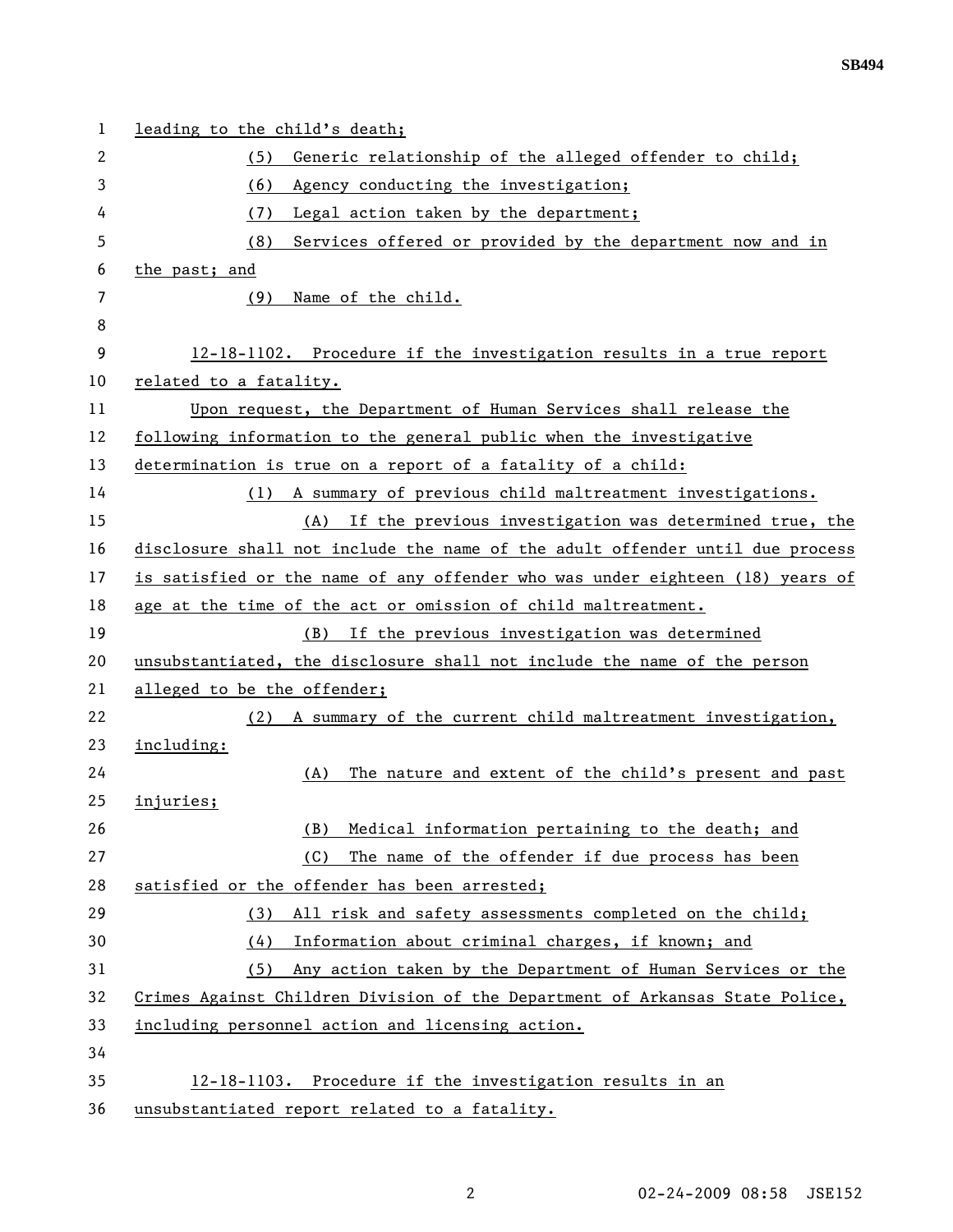leading to the child's death;

(5) Generic relationship of the alleged offender to child;

(6) Agency conducting the investigation;

(7) Legal action taken by the department;

(8) Services offered or provided by the department now and in the past; and

(9) Name of the child.

12-18-1102. Procedure if the investigation results in a true report related to a fatality.

Upon request, the Department of Human Services shall release the following information to the general public when the investigative determination is true on a report of a fatality of a child:

(1) A summary of previous child maltreatment investigations.

(A) If the previous investigation was determined true, the disclosure shall not include the name of the adult offender until due process is satisfied or the name of any offender who was under eighteen (18) years of age at the time of the act or omission of child maltreatment.

(B) If the previous investigation was determined unsubstantiated, the disclosure shall not include the name of the person alleged to be the offender;

(2) A summary of the current child maltreatment investigation, including:

(A) The nature and extent of the child's present and past injuries;

(B) Medical information pertaining to the death; and

(C) The name of the offender if due process has been satisfied or the offender has been arrested;

(3) All risk and safety assessments completed on the child;

(4) Information about criminal charges, if known; and

(5) Any action taken by the Department of Human Services or the Crimes Against Children Division of the Department of Arkansas State Police, including personnel action and licensing action.

12-18-1103. Procedure if the investigation results in an unsubstantiated report related to a fatality.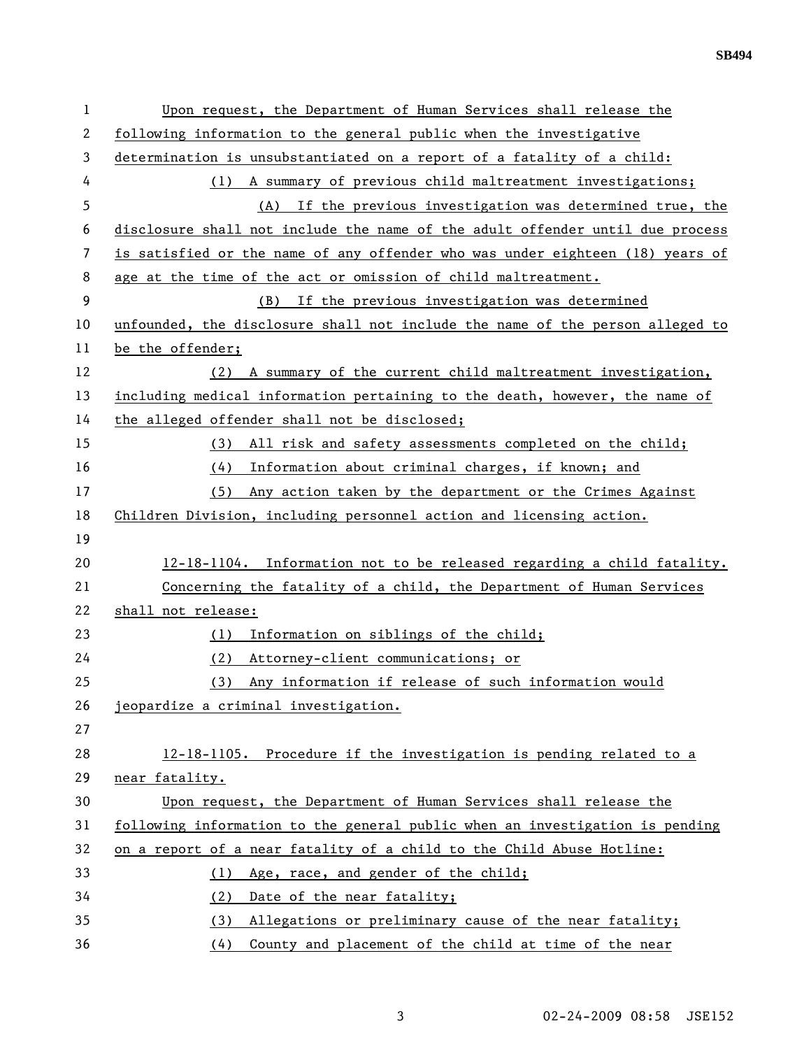Upon request, the Department of Human Services shall release the following information to the general public when the investigative determination is unsubstantiated on a report of a fatality of a child:

(1) A summary of previous child maltreatment investigations;

(A) If the previous investigation was determined true, the disclosure shall not include the name of the adult offender until due process is satisfied or the name of any offender who was under eighteen (18) years of age at the time of the act or omission of child maltreatment.

(B) If the previous investigation was determined unfounded, the disclosure shall not include the name of the person alleged to be the offender;

(2) A summary of the current child maltreatment investigation, including medical information pertaining to the death, however, the name of the alleged offender shall not be disclosed;

(3) All risk and safety assessments completed on the child;

(4) Information about criminal charges, if known; and

(5) Any action taken by the department or the Crimes Against Children Division, including personnel action and licensing action.

12-18-1104. Information not to be released regarding a child fatality.

Concerning the fatality of a child, the Department of Human Services shall not release:

(1) Information on siblings of the child;

(2) Attorney-client communications; or

(3) Any information if release of such information would jeopardize a criminal investigation.

12-18-1105. Procedure if the investigation is pending related to a near fatality.

Upon request, the Department of Human Services shall release the following information to the general public when an investigation is pending on a report of a near fatality of a child to the Child Abuse Hotline:

(1) Age, race, and gender of the child;

(2) Date of the near fatality;

(3) Allegations or preliminary cause of the near fatality;

(4) County and placement of the child at time of the near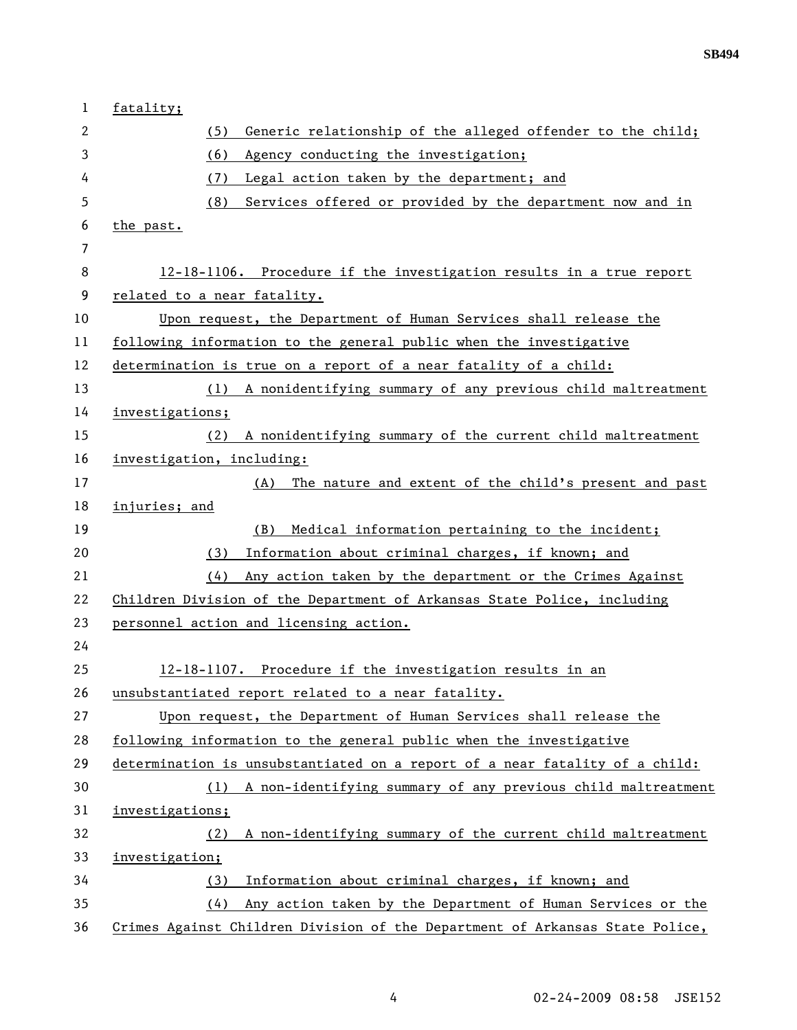fatality;

(5) Generic relationship of the alleged offender to the child;

(6) Agency conducting the investigation;

(7) Legal action taken by the department; and

(8) Services offered or provided by the department now and in the past.

12-18-1106. Procedure if the investigation results in a true report related to a near fatality.

Upon request, the Department of Human Services shall release the following information to the general public when the investigative determination is true on a report of a near fatality of a child:

(1) A nonidentifying summary of any previous child maltreatment investigations;

(2) A nonidentifying summary of the current child maltreatment investigation, including:

(A) The nature and extent of the child's present and past injuries; and

(B) Medical information pertaining to the incident;

(3) Information about criminal charges, if known; and

(4) Any action taken by the department or the Crimes Against Children Division of the Department of Arkansas State Police, including personnel action and licensing action.

12-18-1107. Procedure if the investigation results in an unsubstantiated report related to a near fatality.

Upon request, the Department of Human Services shall release the following information to the general public when the investigative determination is unsubstantiated on a report of a near fatality of a child:

(1) A non-identifying summary of any previous child maltreatment investigations;

(2) A non-identifying summary of the current child maltreatment investigation;

(3) Information about criminal charges, if known; and

(4) Any action taken by the Department of Human Services or the Crimes Against Children Division of the Department of Arkansas State Police,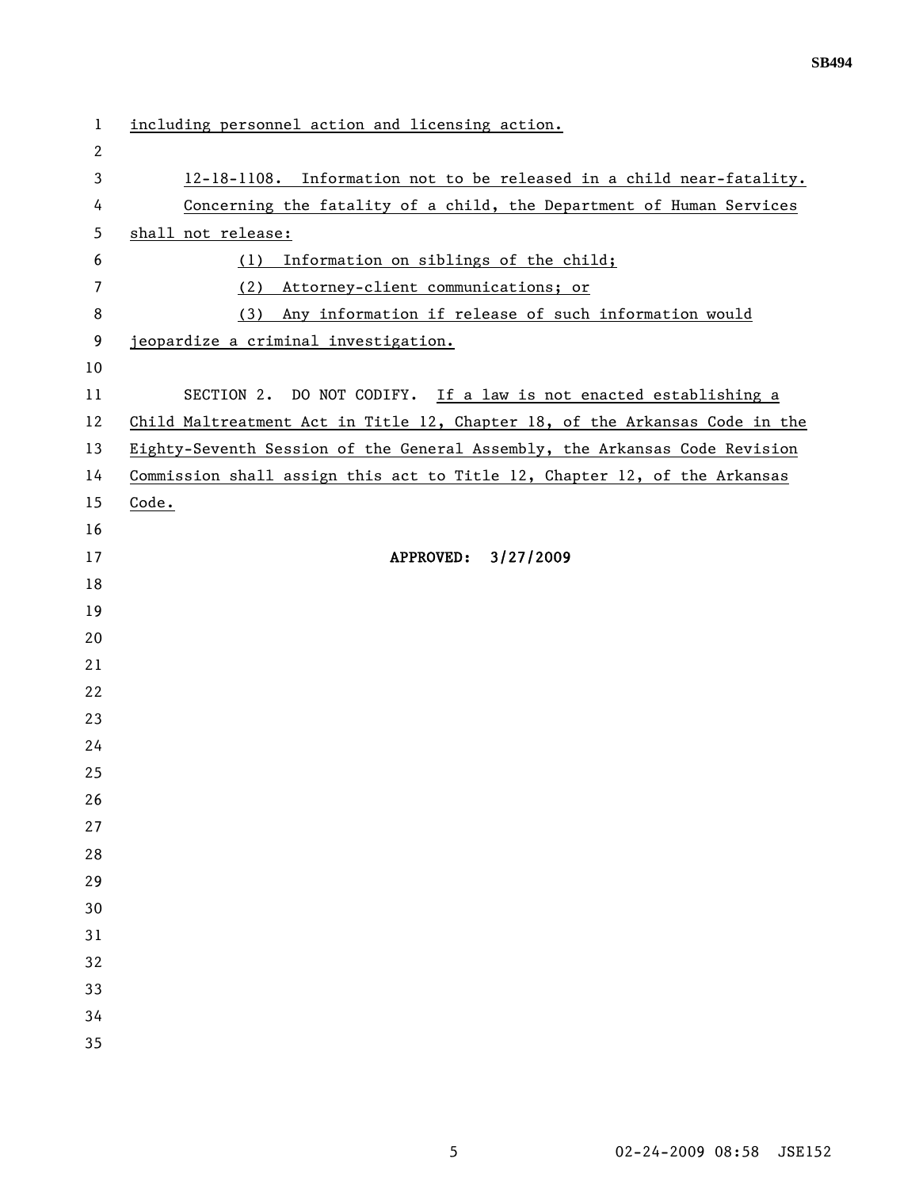including personnel action and licensing action.

12-18-1108. Information not to be released in a child near-fatality.

Concerning the fatality of a child, the Department of Human Services shall not release:

(1) Information on siblings of the child;

(2) Attorney-client communications; or

(3) Any information if release of such information would jeopardize a criminal investigation.

SECTION 2. DO NOT CODIFY. If a law is not enacted establishing a Child Maltreatment Act in Title 12, Chapter 18, of the Arkansas Code in the Eighty-Seventh Session of the General Assembly, the Arkansas Code Revision Commission shall assign this act to Title 12, Chapter 12, of the Arkansas Code.

**APPROVED: 3/27/2009**